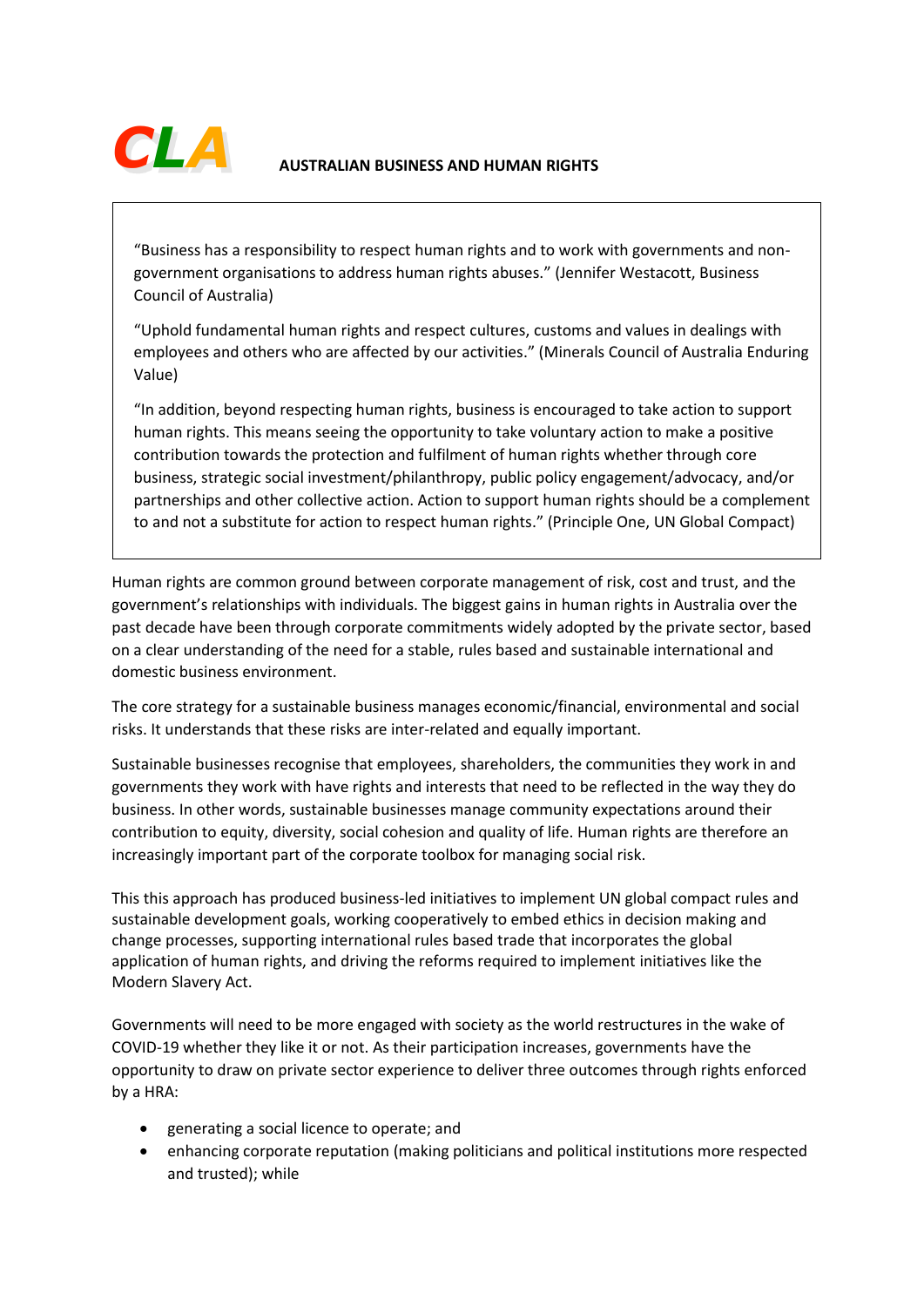**CLA**

**AUSTRALIAN BUSINESS AND HUMAN RIGHTS**

> "Business has a responsibility to respect human rights and to work with governments and non-government organisations to address human rights abuses." (Jennifer Westacott, Business Council of Australia)
>
> "Uphold fundamental human rights and respect cultures, customs and values in dealings with employees and others who are affected by our activities." (Minerals Council of Australia Enduring Value)
>
> "In addition, beyond respecting human rights, business is encouraged to take action to support human rights. This means seeing the opportunity to take voluntary action to make a positive contribution towards the protection and fulfilment of human rights whether through core business, strategic social investment/philanthropy, public policy engagement/advocacy, and/or partnerships and other collective action. Action to support human rights should be a complement to and not a substitute for action to respect human rights." (Principle One, UN Global Compact)

Human rights are common ground between corporate management of risk, cost and trust, and the government's relationships with individuals. The biggest gains in human rights in Australia over the past decade have been through corporate commitments widely adopted by the private sector, based on a clear understanding of the need for a stable, rules based and sustainable international and domestic business environment.

The core strategy for a sustainable business manages economic/financial, environmental and social risks. It understands that these risks are inter-related and equally important.

Sustainable businesses recognise that employees, shareholders, the communities they work in and governments they work with have rights and interests that need to be reflected in the way they do business. In other words, sustainable businesses manage community expectations around their contribution to equity, diversity, social cohesion and quality of life. Human rights are therefore an increasingly important part of the corporate toolbox for managing social risk.

This this approach has produced business-led initiatives to implement UN global compact rules and sustainable development goals, working cooperatively to embed ethics in decision making and change processes, supporting international rules based trade that incorporates the global application of human rights, and driving the reforms required to implement initiatives like the Modern Slavery Act.

Governments will need to be more engaged with society as the world restructures in the wake of COVID-19 whether they like it or not. As their participation increases, governments have the opportunity to draw on private sector experience to deliver three outcomes through rights enforced by a HRA:

- generating a social licence to operate; and
- enhancing corporate reputation (making politicians and political institutions more respected and trusted); while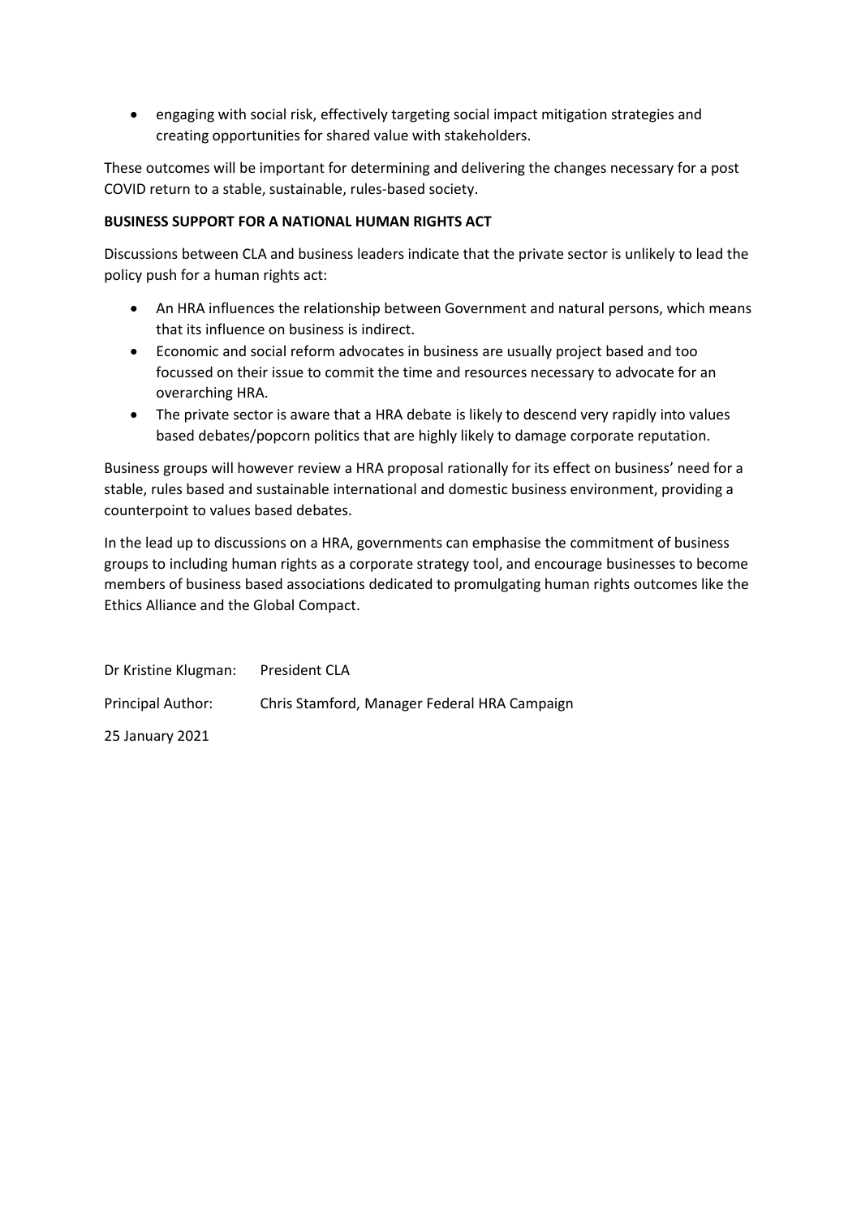- engaging with social risk, effectively targeting social impact mitigation strategies and creating opportunities for shared value with stakeholders.

These outcomes will be important for determining and delivering the changes necessary for a post COVID return to a stable, sustainable, rules-based society.

**BUSINESS SUPPORT FOR A NATIONAL HUMAN RIGHTS ACT**

Discussions between CLA and business leaders indicate that the private sector is unlikely to lead the policy push for a human rights act:

- An HRA influences the relationship between Government and natural persons, which means that its influence on business is indirect.
- Economic and social reform advocates in business are usually project based and too focussed on their issue to commit the time and resources necessary to advocate for an overarching HRA.
- The private sector is aware that a HRA debate is likely to descend very rapidly into values based debates/popcorn politics that are highly likely to damage corporate reputation.

Business groups will however review a HRA proposal rationally for its effect on business' need for a stable, rules based and sustainable international and domestic business environment, providing a counterpoint to values based debates.

In the lead up to discussions on a HRA, governments can emphasise the commitment of business groups to including human rights as a corporate strategy tool, and encourage businesses to become members of business based associations dedicated to promulgating human rights outcomes like the Ethics Alliance and the Global Compact.

Dr Kristine Klugman: President CLA

Principal Author: Chris Stamford, Manager Federal HRA Campaign

25 January 2021